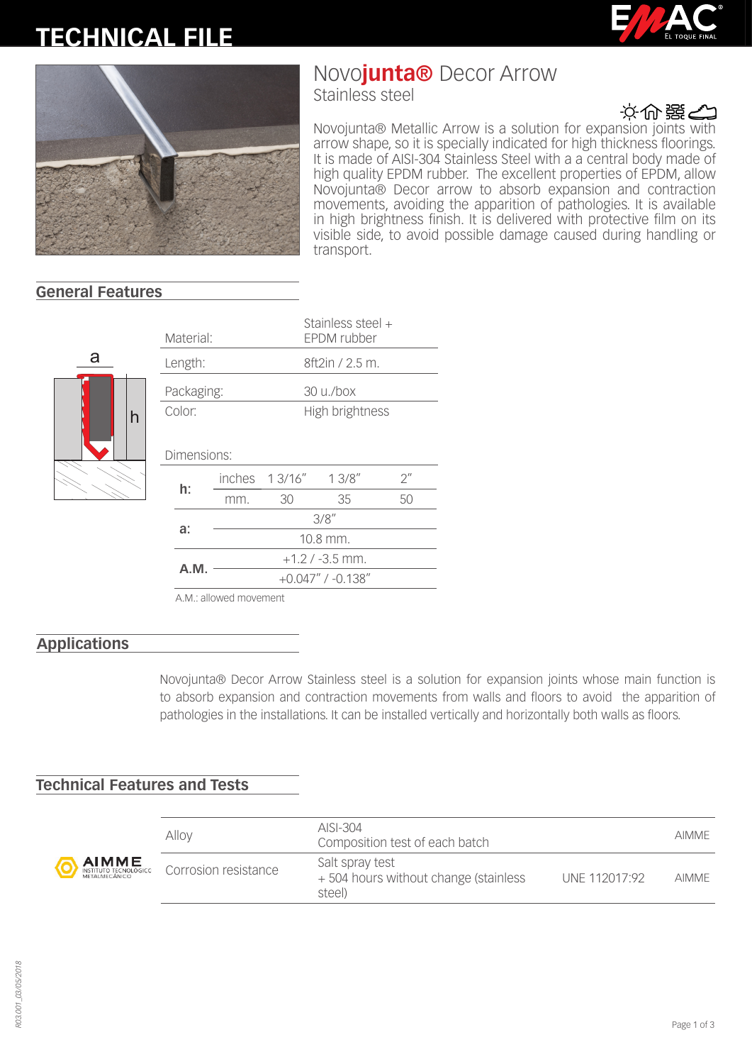# TECHNICAL FILE

## Novo**junta®** Decor Arrow

Stainless steel

Novojunta® Metallic Arrow is a solution for expansion joints with arrow shape, so it is specially indicated for high thickness floorings. It is made of AISI-304 Stainless Steel with a a central body made of high quality EPDM rubber. The excellent properties of EPDM, allow Novojunta® Decor arrow to absorb expansion and contraction movements, avoiding the apparition of pathologies. It is available in high brightness finish. It is delivered with protective film on its visible side, to avoid possible damage caused during handling or transport.

## General Features

| | |
|---|---|
| Material: | Stainless steel + EPDM rubber |
| Length: | 8ft2in / 2.5 m. |
| Packaging: | 30 u./box |
| Color: | High brightness |

Dimensions:

| | | | | |
|---|---|---|---|---|
| **h:** | inches | 1 3/16″ | 1 3/8″ | 2″ |
| | mm. | 30 | 35 | 50 |
| **a:** | 3/8″ | | | |
| | 10.8 mm. | | | |
| **A.M.** | +1.2 / -3.5 mm. | | | |
| | +0.047″ / -0.138″ | | | |

A.M.: allowed movement

## Applications

Novojunta® Decor Arrow Stainless steel is a solution for expansion joints whose main function is to absorb expansion and contraction movements from walls and floors to avoid the apparition of pathologies in the installations. It can be installed vertically and horizontally both walls as floors.

## Technical Features and Tests

AIMME INSTITUTO TECNOLÓGICO METALMECÁNICO

| | | | |
|---|---|---|---|
| Alloy | AISI-304<br>Composition test of each batch | | AIMME |
| Corrosion resistance | Salt spray test<br>+ 504 hours without change (stainless steel) | UNE 112017:92 | AIMME |

R03.001_03/05/2018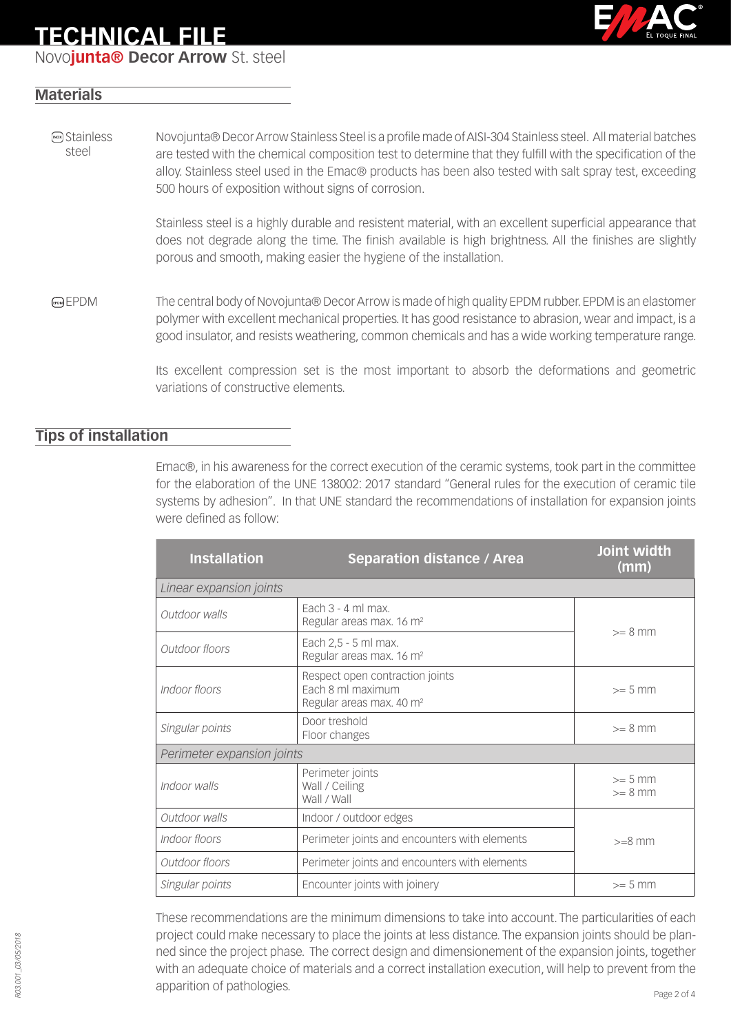# TECHNICAL FILE

Novo**junta® Decor Arrow** St. steel

## Materials

Stainless steel

Novojunta® Decor Arrow Stainless Steel is a profile made of AISI-304 Stainless steel. All material batches are tested with the chemical composition test to determine that they fulfill with the specification of the alloy. Stainless steel used in the Emac® products has been also tested with salt spray test, exceeding 500 hours of exposition without signs of corrosion.

Stainless steel is a highly durable and resistent material, with an excellent superficial appearance that does not degrade along the time. The finish available is high brightness. All the finishes are slightly porous and smooth, making easier the hygiene of the installation.

EPDM

The central body of Novojunta® Decor Arrow is made of high quality EPDM rubber. EPDM is an elastomer polymer with excellent mechanical properties. It has good resistance to abrasion, wear and impact, is a good insulator, and resists weathering, common chemicals and has a wide working temperature range.

Its excellent compression set is the most important to absorb the deformations and geometric variations of constructive elements.

## Tips of installation

Emac®, in his awareness for the correct execution of the ceramic systems, took part in the committee for the elaboration of the UNE 138002: 2017 standard "General rules for the execution of ceramic tile systems by adhesion". In that UNE standard the recommendations of installation for expansion joints were defined as follow:

| Installation | Separation distance / Area | Joint width (mm) |
|---|---|---|
| *Linear expansion joints* | | |
| *Outdoor walls* | Each 3 - 4 ml max.<br>Regular areas max. 16 $m^2$ | >= 8 mm |
| *Outdoor floors* | Each 2,5 - 5 ml max.<br>Regular areas max. 16 $m^2$ | >= 8 mm |
| *Indoor floors* | Respect open contraction joints<br>Each 8 ml maximum<br>Regular areas max. 40 $m^2$ | >= 5 mm |
| *Singular points* | Door treshold<br>Floor changes | >= 8 mm |
| *Perimeter expansion joints* | | |
| *Indoor walls* | Perimeter joints<br>Wall / Ceiling<br>Wall / Wall | >= 5 mm<br>>= 8 mm |
| *Outdoor walls* | Indoor / outdoor edges | >=8 mm |
| *Indoor floors* | Perimeter joints and encounters with elements | >=8 mm |
| *Outdoor floors* | Perimeter joints and encounters with elements | >=8 mm |
| *Singular points* | Encounter joints with joinery | >= 5 mm |

These recommendations are the minimum dimensions to take into account. The particularities of each project could make necessary to place the joints at less distance. The expansion joints should be planned since the project phase. The correct design and dimensionement of the expansion joints, together with an adequate choice of materials and a correct installation execution, will help to prevent from the apparition of pathologies.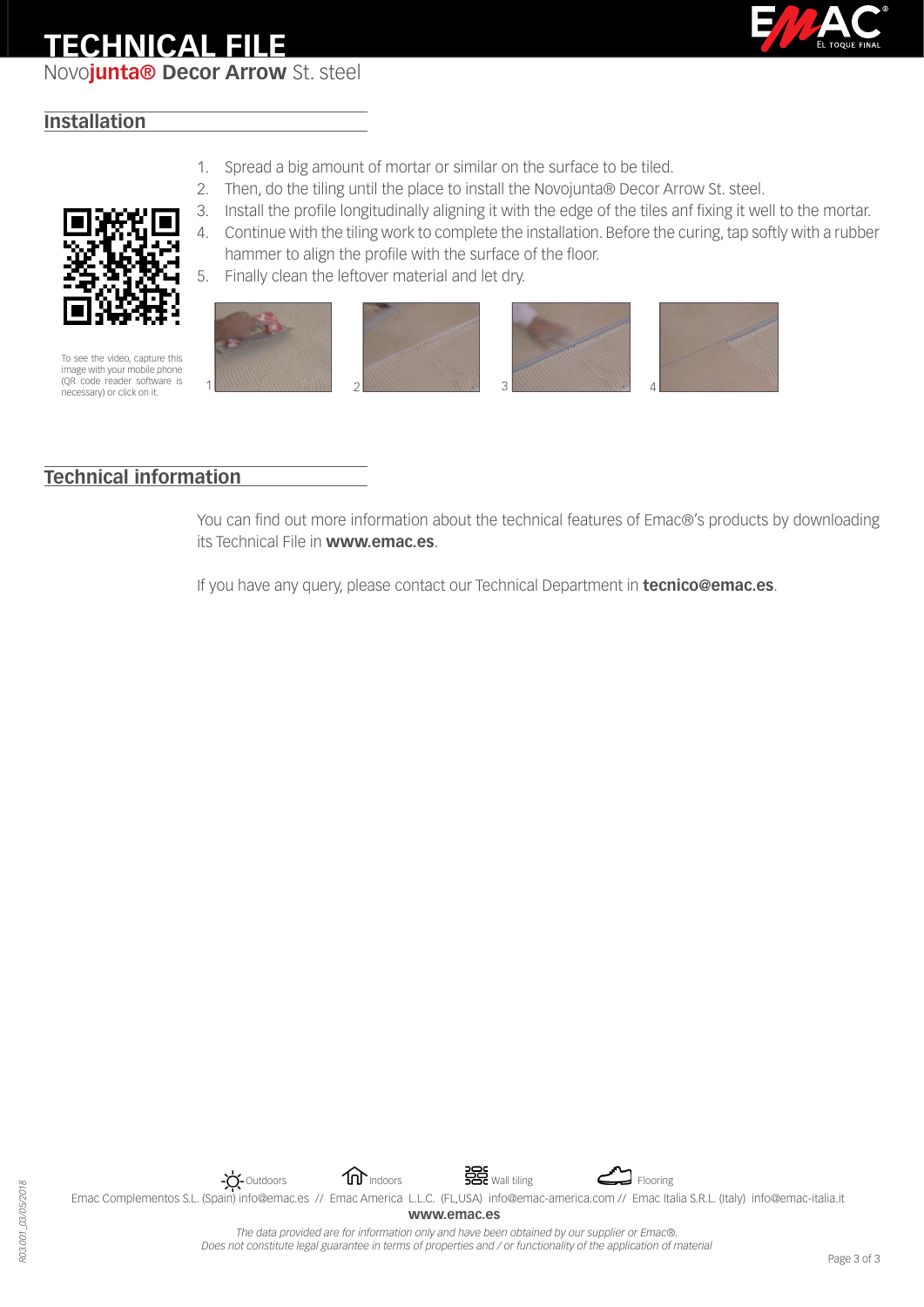# TECHNICAL FILE

Novo**junta®** **Decor Arrow** St. steel

## Installation

1. Spread a big amount of mortar or similar on the surface to be tiled.
2. Then, do the tiling until the place to install the Novojunta® Decor Arrow St. steel.
3. Install the profile longitudinally aligning it with the edge of the tiles anf fixing it well to the mortar.
4. Continue with the tiling work to complete the installation. Before the curing, tap softly with a rubber hammer to align the profile with the surface of the floor.
5. Finally clean the leftover material and let dry.

To see the video, capture this image with your mobile phone (QR code reader software is necessary) or click on it.

1

2

3

4

## Technical information

You can find out more information about the technical features of Emac®'s products by downloading its Technical File in **www.emac.es**.

If you have any query, please contact our Technical Department in **tecnico@emac.es**.

Outdoors Indoors Wall tiling Flooring

Emac Complementos S.L. (Spain) info@emac.es // Emac America L.L.C. (FL,USA) info@emac-america.com // Emac Italia S.R.L. (Italy) info@emac-italia.it

**www.emac.es**

*The data provided are for information only and have been obtained by our supplier or Emac®.*
*Does not constitute legal guarantee in terms of properties and / or functionality of the application of material*

R03.001_03/05/2018